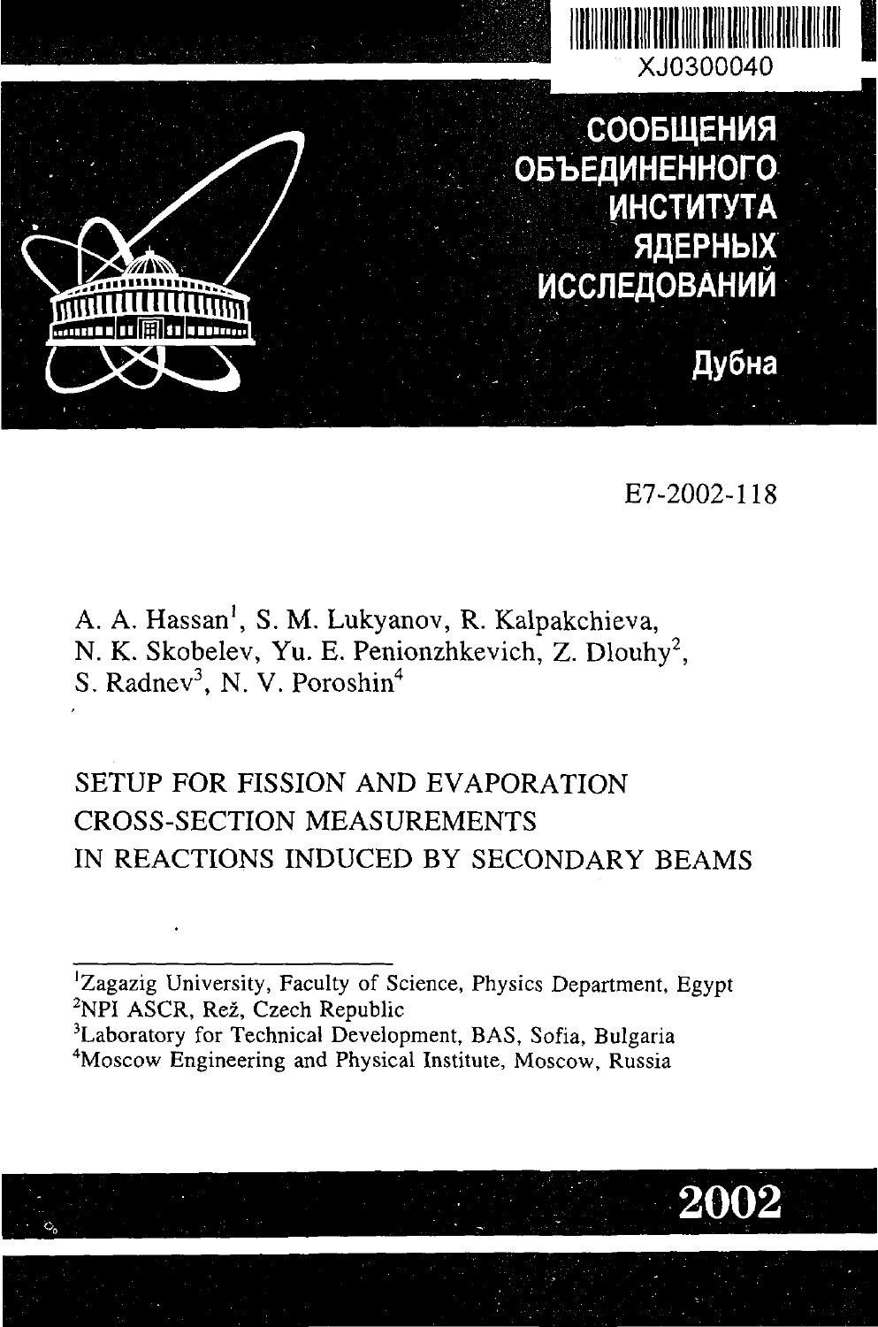XJ0300040

СООБЩЕНИЯ
ОБЪЕДИНЕННОГО
ИНСТИТУТА
ЯДЕРНЫХ
ИССЛЕДОВАНИЙ

Дубна

E7-2002-118

A. A. Hassan[1], S. M. Lukyanov, R. Kalpakchieva, N. K. Skobelev, Yu. E. Penionzhkevich, Z. Dlouhy[2], S. Radnev[3], N. V. Poroshin[4]

# SETUP FOR FISSION AND EVAPORATION CROSS-SECTION MEASUREMENTS IN REACTIONS INDUCED BY SECONDARY BEAMS

[1]Zagazig University, Faculty of Science, Physics Department, Egypt
[2]NPI ASCR, Rež, Czech Republic
[3]Laboratory for Technical Development, BAS, Sofia, Bulgaria
[4]Moscow Engineering and Physical Institute, Moscow, Russia

2002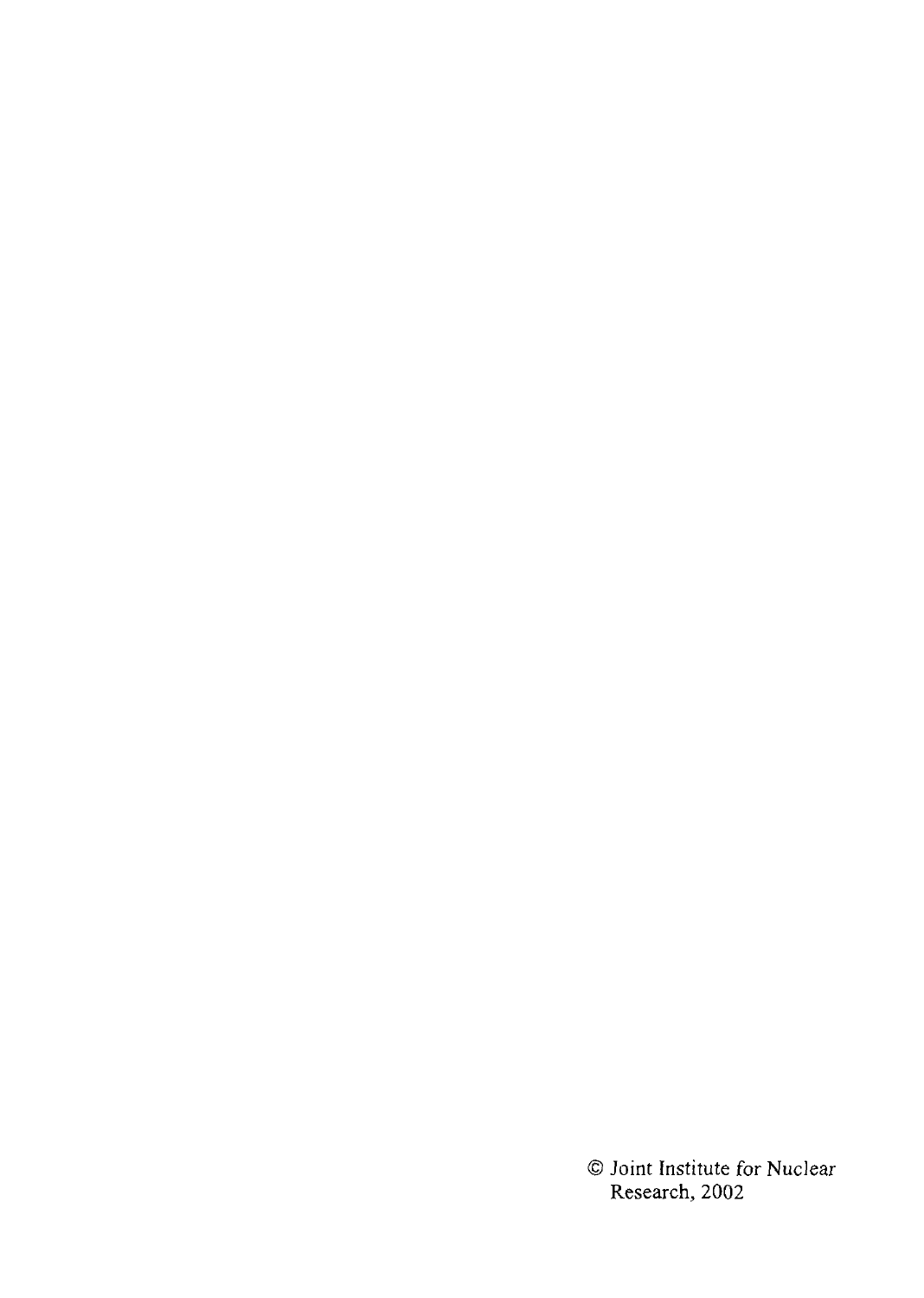© Joint Institute for Nuclear Research, 2002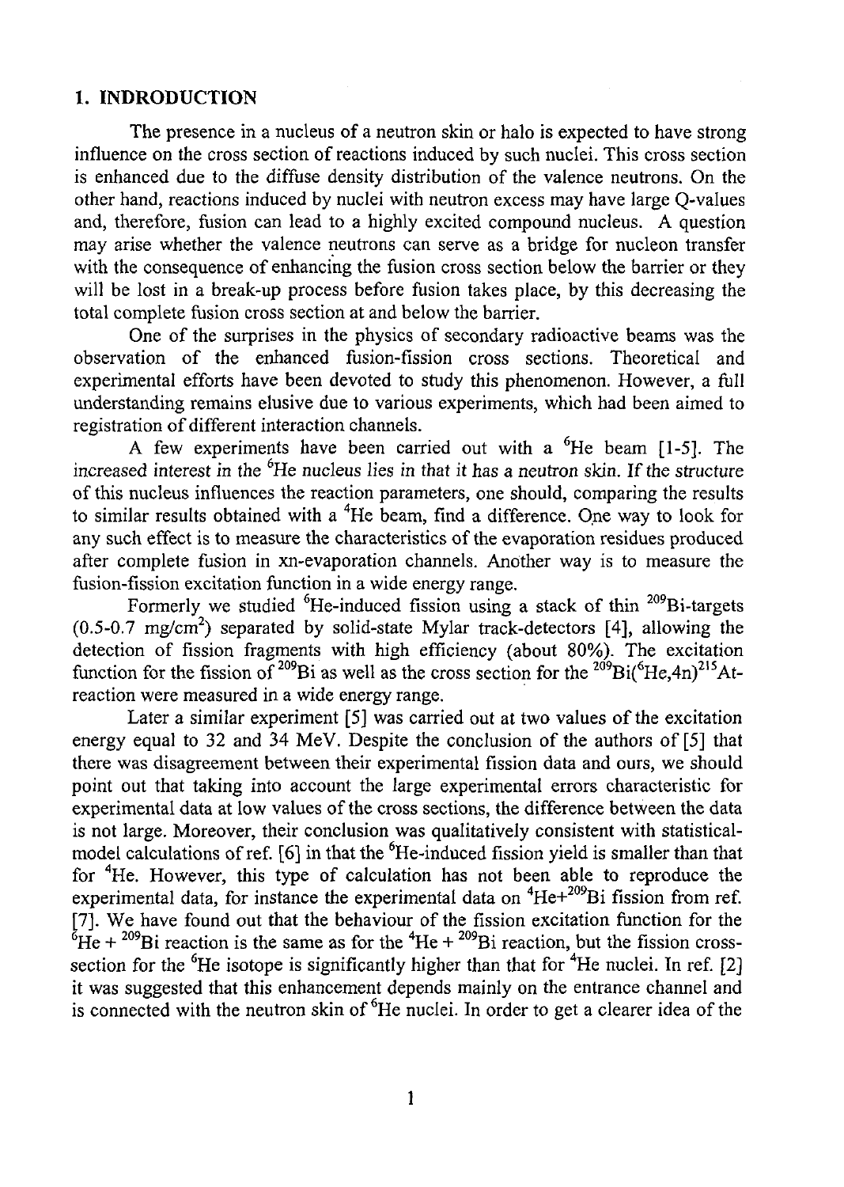## 1. INDRODUCTION

The presence in a nucleus of a neutron skin or halo is expected to have strong influence on the cross section of reactions induced by such nuclei. This cross section is enhanced due to the diffuse density distribution of the valence neutrons. On the other hand, reactions induced by nuclei with neutron excess may have large Q-values and, therefore, fusion can lead to a highly excited compound nucleus. A question may arise whether the valence neutrons can serve as a bridge for nucleon transfer with the consequence of enhancing the fusion cross section below the barrier or they will be lost in a break-up process before fusion takes place, by this decreasing the total complete fusion cross section at and below the barrier.

One of the surprises in the physics of secondary radioactive beams was the observation of the enhanced fusion-fission cross sections. Theoretical and experimental efforts have been devoted to study this phenomenon. However, a full understanding remains elusive due to various experiments, which had been aimed to registration of different interaction channels.

A few experiments have been carried out with a $^{6}$He beam [1-5]. The *increased interest in the $^{6}$He nucleus lies in that it has a neutron skin.* If the structure of this nucleus influences the reaction parameters, one should, comparing the results to similar results obtained with a $^{4}$He beam, find a difference. One way to look for any such effect is to measure the characteristics of the evaporation residues produced after complete fusion in xn-evaporation channels. Another way is to measure the fusion-fission excitation function in a wide energy range.

Formerly we studied $^{6}$He-induced fission using a stack of thin $^{209}$Bi-targets (0.5-0.7 mg/cm$^{2}$) separated by solid-state Mylar track-detectors [4], allowing the detection of fission fragments with high efficiency (about 80%). The excitation function for the fission of $^{209}$Bi as well as the cross section for the $^{209}$Bi($^{6}$He,4n)$^{215}$At-reaction were measured in a wide energy range.

Later a similar experiment [5] was carried out at two values of the excitation energy equal to 32 and 34 MeV. Despite the conclusion of the authors of [5] that there was disagreement between their experimental fission data and ours, we should point out that taking into account the large experimental errors characteristic for experimental data at low values of the cross sections, the difference between the data is not large. Moreover, their conclusion was qualitatively consistent with statistical-model calculations of ref. [6] in that the $^{6}$He-induced fission yield is smaller than that for $^{4}$He. However, this type of calculation has not been able to reproduce the experimental data, for instance the experimental data on $^{4}$He+$^{209}$Bi fission from ref. [7]. We have found out that the behaviour of the fission excitation function for the $^{6}$He + $^{209}$Bi reaction is the same as for the $^{4}$He + $^{209}$Bi reaction, but the fission cross-section for the $^{6}$He isotope is significantly higher than that for $^{4}$He nuclei. In ref. [2] it was suggested that this enhancement depends mainly on the entrance channel and is connected with the neutron skin of $^{6}$He nuclei. In order to get a clearer idea of the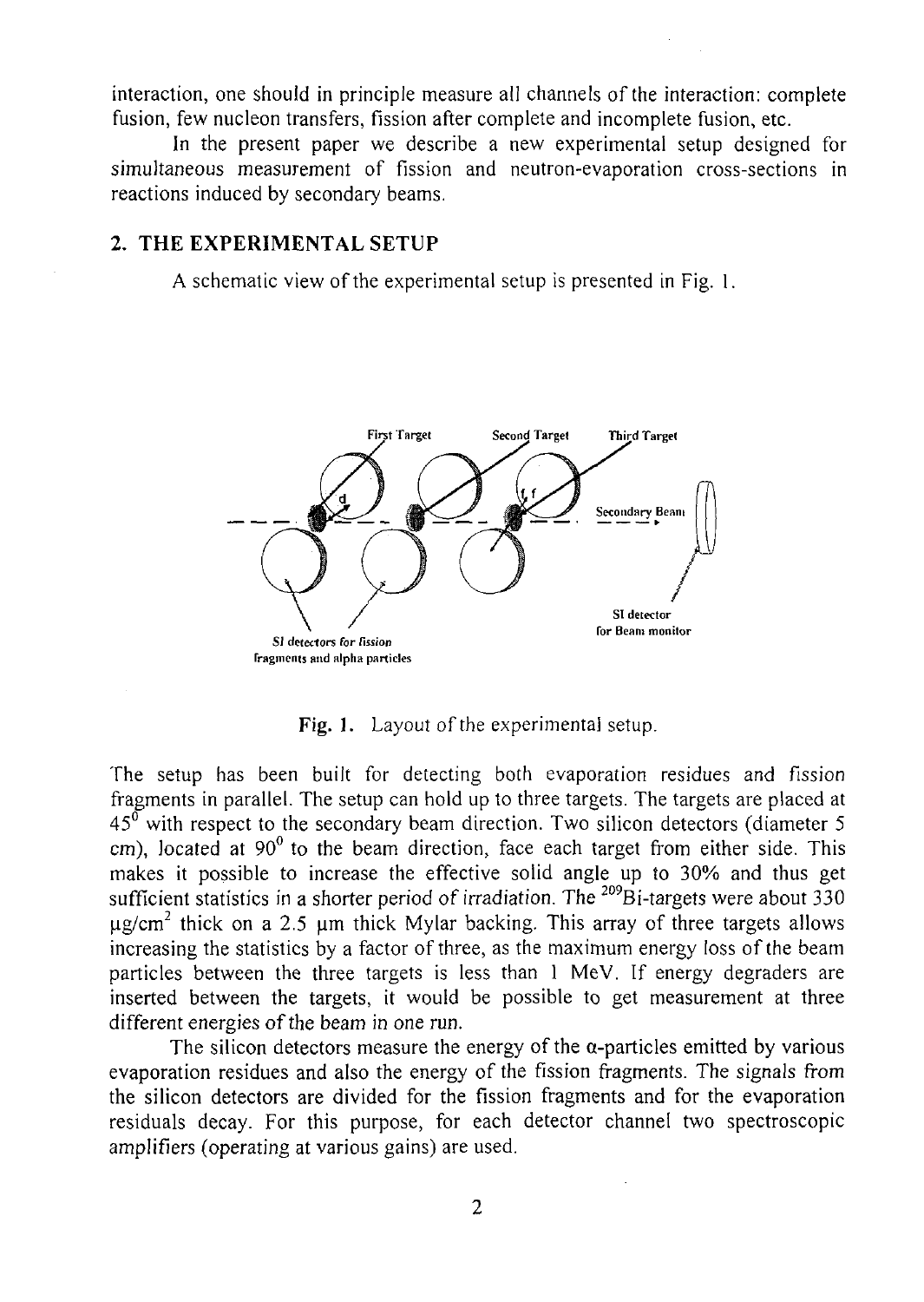interaction, one should in principle measure all channels of the interaction: complete fusion, few nucleon transfers, fission after complete and incomplete fusion, etc.

In the present paper we describe a new experimental setup designed for simultaneous measurement of fission and neutron-evaporation cross-sections in reactions induced by secondary beams.

## 2. THE EXPERIMENTAL SETUP

A schematic view of the experimental setup is presented in Fig. 1.

First Target
Second Target
Third Target
d
f
Secondary Beam
SI detector
for Beam monitor
SI detectors for fission
fragments and alpha particles

**Fig. 1.** Layout of the experimental setup.

The setup has been built for detecting both evaporation residues and fission fragments in parallel. The setup can hold up to three targets. The targets are placed at $45^0$ with respect to the secondary beam direction. Two silicon detectors (diameter 5 cm), located at $90^0$ to the beam direction, face each target from either side. This makes it possible to increase the effective solid angle up to 30% and thus get sufficient statistics in a shorter period of irradiation. The $^{209}$Bi-targets were about 330 $\mu$g/cm$^2$ thick on a 2.5 μm thick Mylar backing. This array of three targets allows increasing the statistics by a factor of three, as the maximum energy loss of the beam particles between the three targets is less than 1 MeV. If energy degraders are inserted between the targets, it would be possible to get measurement at three different energies of the beam in one run.

The silicon detectors measure the energy of the α-particles emitted by various evaporation residues and also the energy of the fission fragments. The signals from the silicon detectors are divided for the fission fragments and for the evaporation residuals decay. For this purpose, for each detector channel two spectroscopic amplifiers (operating at various gains) are used.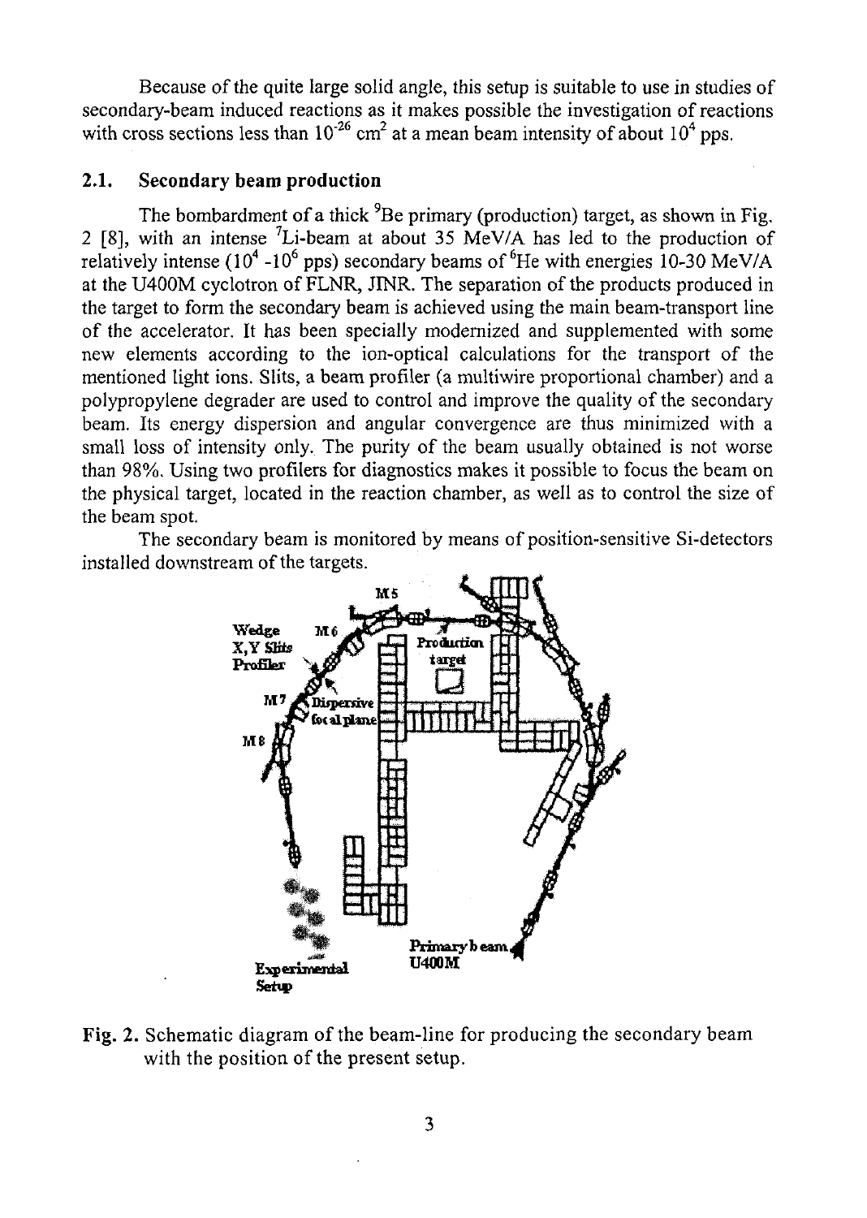Because of the quite large solid angle, this setup is suitable to use in studies of secondary-beam induced reactions as it makes possible the investigation of reactions with cross sections less than $10^{-26}$ cm$^2$ at a mean beam intensity of about $10^4$ pps.

### 2.1. Secondary beam production

The bombardment of a thick $^9$Be primary (production) target, as shown in Fig. 2 [8], with an intense $^7$Li-beam at about 35 MeV/A has led to the production of relatively intense ($10^4$ -$10^6$ pps) secondary beams of $^6$He with energies 10-30 MeV/A at the U400M cyclotron of FLNR, JINR. The separation of the products produced in the target to form the secondary beam is achieved using the main beam-transport line of the accelerator. It has been specially modernized and supplemented with some new elements according to the ion-optical calculations for the transport of the mentioned light ions. Slits, a beam profiler (a multiwire proportional chamber) and a polypropylene degrader are used to control and improve the quality of the secondary beam. Its energy dispersion and angular convergence are thus minimized with a small loss of intensity only. The purity of the beam usually obtained is not worse than 98%. Using two profilers for diagnostics makes it possible to focus the beam on the physical target, located in the reaction chamber, as well as to control the size of the beam spot.

The secondary beam is monitored by means of position-sensitive Si-detectors installed downstream of the targets.

M5

Wedge
X,Y Slits
Profiler

M6

Production target

M7

Dispersive focal plane

M8

Experimental Setup

Primary beam
U400M

**Fig. 2.** Schematic diagram of the beam-line for producing the secondary beam with the position of the present setup.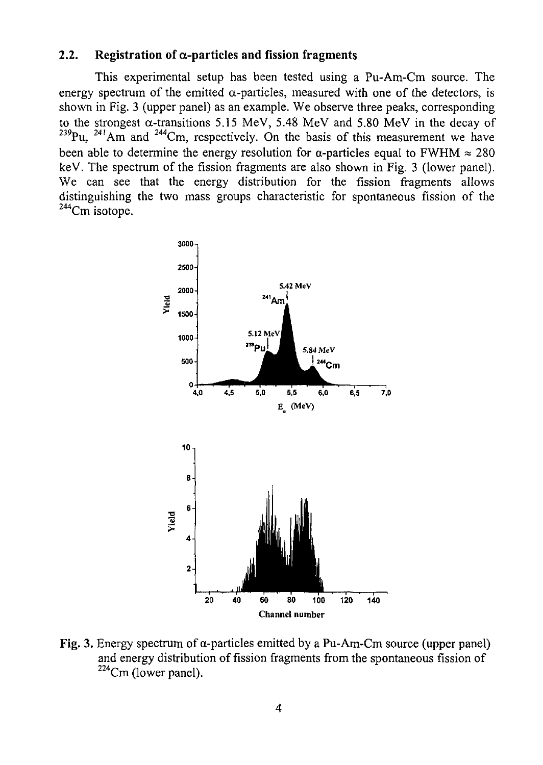### 2.2. Registration of α-particles and fission fragments

This experimental setup has been tested using a Pu-Am-Cm source. The energy spectrum of the emitted α-particles, measured with one of the detectors, is shown in Fig. 3 (upper panel) as an example. We observe three peaks, corresponding to the strongest α-transitions 5.15 MeV, 5.48 MeV and 5.80 MeV in the decay of $^{239}$Pu, $^{241}$Am and $^{244}$Cm, respectively. On the basis of this measurement we have been able to determine the energy resolution for α-particles equal to FWHM ≈ 280 keV. The spectrum of the fission fragments are also shown in Fig. 3 (lower panel). We can see that the energy distribution for the fission fragments allows distinguishing the two mass groups characteristic for spontaneous fission of the $^{244}$Cm isotope.

Yield

3000
2500
2000
1500
1000
500
0

5.42 MeV
$^{241}$Am
5.12 MeV
$^{239}$Pu
5.84 MeV
$^{244}$Cm

4,0 4,5 5,0 5,5 6,0 6,5 7,0

$E_\alpha$ (MeV)

Yield

10
8
6
4
2

20 40 60 80 100 120 140

Channel number

**Fig. 3.** Energy spectrum of α-particles emitted by a Pu-Am-Cm source (upper panel) and energy distribution of fission fragments from the spontaneous fission of $^{224}$Cm (lower panel).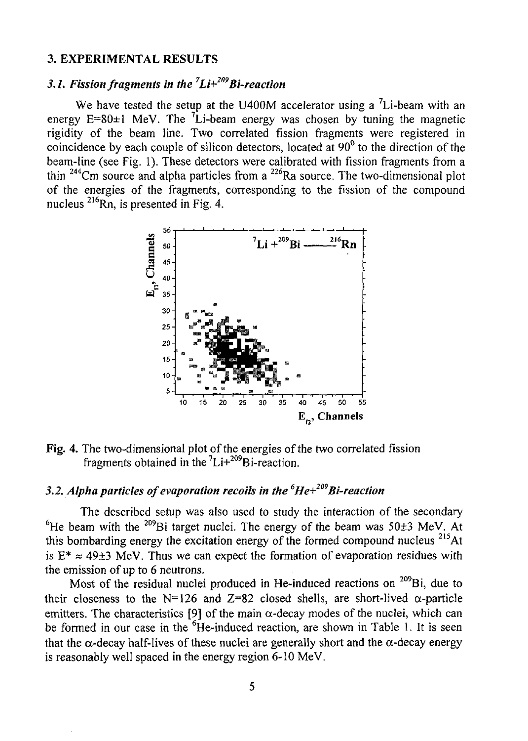## 3. EXPERIMENTAL RESULTS

### *3.1. Fission fragments in the $^{7}Li+^{209}Bi$-reaction*

We have tested the setup at the U400M accelerator using a $^{7}$Li-beam with an energy E=80±1 MeV. The $^{7}$Li-beam energy was chosen by tuning the magnetic rigidity of the beam line. Two correlated fission fragments were registered in coincidence by each couple of silicon detectors, located at $90^0$ to the direction of the beam-line (see Fig. 1). These detectors were calibrated with fission fragments from a thin $^{244}$Cm source and alpha particles from a $^{226}$Ra source. The two-dimensional plot of the energies of the fragments, corresponding to the fission of the compound nucleus $^{216}$Rn, is presented in Fig. 4.

$^{7}$Li + $^{209}$Bi —— $^{216}$Rn

$E_{f1}$, Channels

5 10 15 20 25 30 35 40 45 50 55

10 15 20 25 30 35 40 45 50 55

$E_{f2}$, Channels

**Fig. 4.** The two-dimensional plot of the energies of the two correlated fission fragments obtained in the $^{7}Li+^{209}Bi$-reaction.

### *3.2. Alpha particles of evaporation recoils in the $^{6}He+^{209}Bi$-reaction*

The described setup was also used to study the interaction of the secondary $^{6}$He beam with the $^{209}$Bi target nuclei. The energy of the beam was 50±3 MeV. At this bombarding energy the excitation energy of the formed compound nucleus $^{215}$At is $E^* \approx 49\pm3$ MeV. Thus we can expect the formation of evaporation residues with the emission of up to 6 neutrons.

Most of the residual nuclei produced in He-induced reactions on $^{209}$Bi, due to their closeness to the N=126 and Z=82 closed shells, are short-lived α-particle emitters. The characteristics [9] of the main α-decay modes of the nuclei, which can be formed in our case in the $^{6}$He-induced reaction, are shown in Table 1. It is seen that the α-decay half-lives of these nuclei are generally short and the α-decay energy is reasonably well spaced in the energy region 6-10 MeV.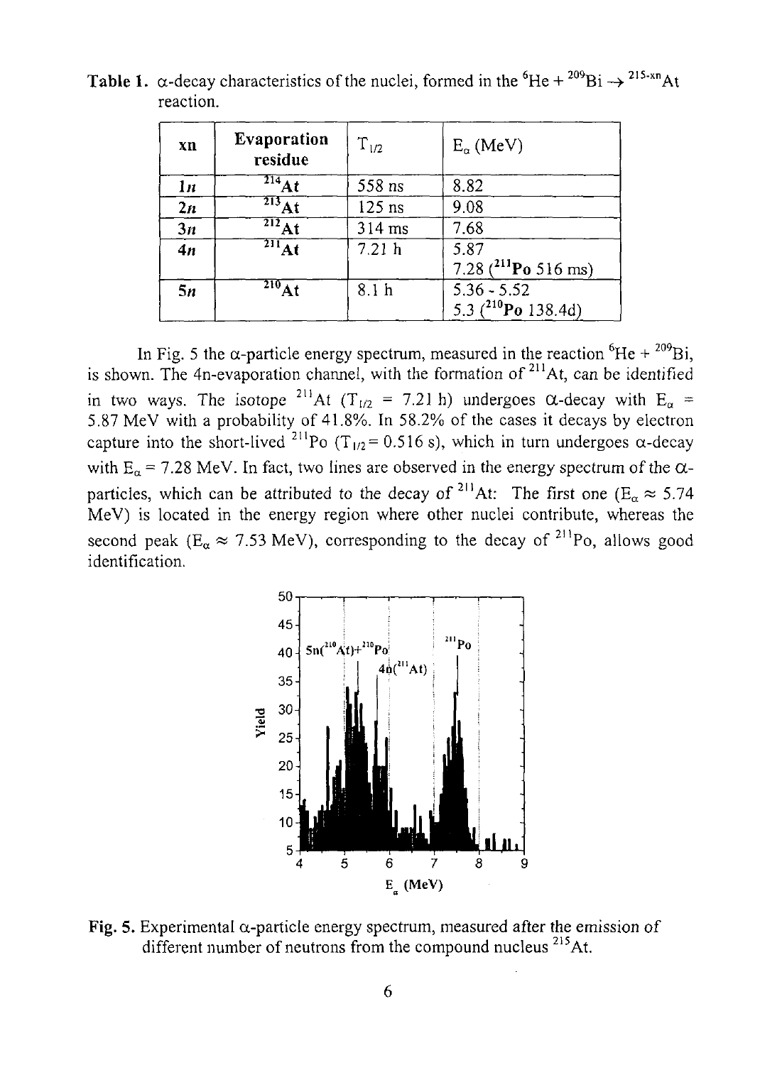**Table 1.** α-decay characteristics of the nuclei, formed in the $^{6}He + ^{209}Bi \rightarrow ^{215-xn}At$ reaction.

| xn | Evaporation residue | $T_{1/2}$ | $E_\alpha$ (MeV) |
|---|---|---|---|
| *1n* | $^{214}$**At** | 558 ns | 8.82 |
| *2n* | $^{213}$**At** | 125 ns | 9.08 |
| *3n* | $^{212}$**At** | 314 ms | 7.68 |
| *4n* | $^{211}$**At** | 7.21 h | 5.87<br>7.28 ($^{211}$**Po** 516 ms) |
| *5n* | $^{210}$**At** | 8.1 h | 5.36 - 5.52<br>5.3 ($^{210}$**Po** 138.4d) |

In Fig. 5 the α-particle energy spectrum, measured in the reaction $^{6}He + ^{209}Bi$, is shown. The 4n-evaporation channel, with the formation of $^{211}At$, can be identified in two ways. The isotope $^{211}At$ ($T_{1/2}$ = 7.21 h) undergoes α-decay with $E_\alpha$ = 5.87 MeV with a probability of 41.8%. In 58.2% of the cases it decays by electron capture into the short-lived $^{211}Po$ ($T_{1/2}$ = 0.516 s), which in turn undergoes α-decay with $E_\alpha$ = 7.28 MeV. In fact, two lines are observed in the energy spectrum of the α-particles, which can be attributed to the decay of $^{211}At$: The first one ($E_\alpha \approx$ 5.74 MeV) is located in the energy region where other nuclei contribute, whereas the second peak ($E_\alpha \approx$ 7.53 MeV), corresponding to the decay of $^{211}Po$, allows good identification.

**Fig. 5.** Experimental α-particle energy spectrum, measured after the emission of different number of neutrons from the compound nucleus $^{215}At$.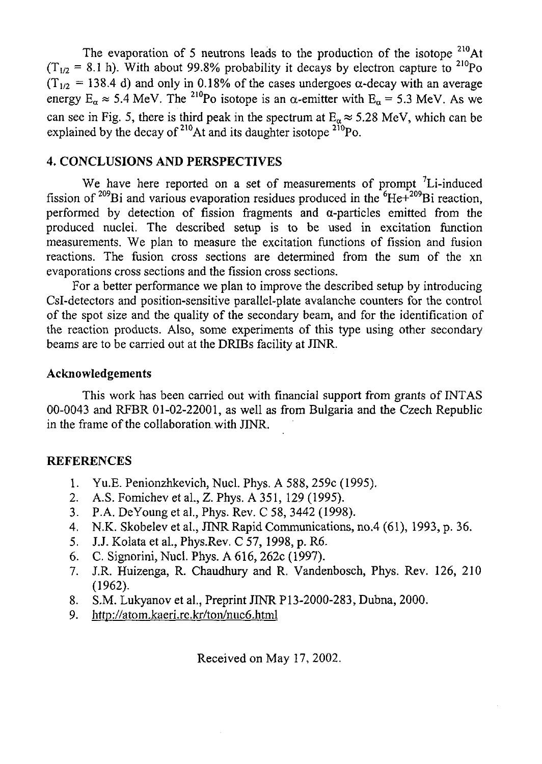The evaporation of 5 neutrons leads to the production of the isotope $^{210}$At ($T_{1/2}$ = 8.1 h). With about 99.8% probability it decays by electron capture to $^{210}$Po ($T_{1/2}$ = 138.4 d) and only in 0.18% of the cases undergoes α-decay with an average energy $E_\alpha \approx 5.4$ MeV. The $^{210}$Po isotope is an α-emitter with $E_\alpha = 5.3$ MeV. As we can see in Fig. 5, there is third peak in the spectrum at $E_\alpha \approx 5.28$ MeV, which can be explained by the decay of $^{210}$At and its daughter isotope $^{210}$Po.

## 4. CONCLUSIONS AND PERSPECTIVES

We have here reported on a set of measurements of prompt $^7$Li-induced fission of $^{209}$Bi and various evaporation residues produced in the $^6$He+$^{209}$Bi reaction, performed by detection of fission fragments and α-particles emitted from the produced nuclei. The described setup is to be used in excitation function measurements. We plan to measure the excitation functions of fission and fusion reactions. The fusion cross sections are determined from the sum of the xn evaporations cross sections and the fission cross sections.

For a better performance we plan to improve the described setup by introducing CsI-detectors and position-sensitive parallel-plate avalanche counters for the control of the spot size and the quality of the secondary beam, and for the identification of the reaction products. Also, some experiments of this type using other secondary beams are to be carried out at the DRIBs facility at JINR.

### Acknowledgements

This work has been carried out with financial support from grants of INTAS 00-0043 and RFBR 01-02-22001, as well as from Bulgaria and the Czech Republic in the frame of the collaboration with JINR.

## REFERENCES

1. Yu.E. Penionzhkevich, Nucl. Phys. A 588, 259c (1995).
2. A.S. Fomichev et al., Z. Phys. A 351, 129 (1995).
3. P.A. DeYoung et al., Phys. Rev. C 58, 3442 (1998).
4. N.K. Skobelev et al., JINR Rapid Communications, no.4 (61), 1993, p. 36.
5. J.J. Kolata et al., Phys.Rev. C 57, 1998, p. R6.
6. C. Signorini, Nucl. Phys. A 616, 262c (1997).
7. J.R. Huizenga, R. Chaudhury and R. Vandenbosch, Phys. Rev. 126, 210 (1962).
8. S.M. Lukyanov et al., Preprint JINR P13-2000-283, Dubna, 2000.
9. http://atom.kaeri.re.kr/ton/nuc6.html

Received on May 17, 2002.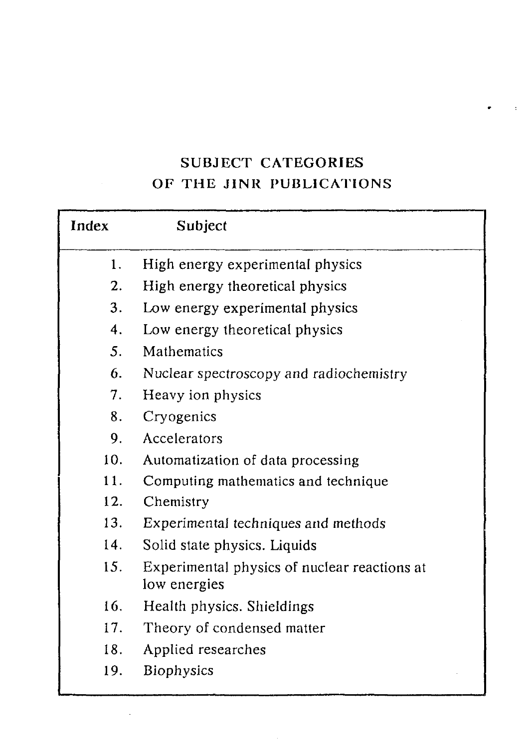# SUBJECT CATEGORIES OF THE JINR PUBLICATIONS

| Index | Subject |
| --- | --- |
| 1. | High energy experimental physics |
| 2. | High energy theoretical physics |
| 3. | Low energy experimental physics |
| 4. | Low energy theoretical physics |
| 5. | Mathematics |
| 6. | Nuclear spectroscopy and radiochemistry |
| 7. | Heavy ion physics |
| 8. | Cryogenics |
| 9. | Accelerators |
| 10. | Automatization of data processing |
| 11. | Computing mathematics and technique |
| 12. | Chemistry |
| 13. | Experimental techniques and methods |
| 14. | Solid state physics. Liquids |
| 15. | Experimental physics of nuclear reactions at low energies |
| 16. | Health physics. Shieldings |
| 17. | Theory of condensed matter |
| 18. | Applied researches |
| 19. | Biophysics |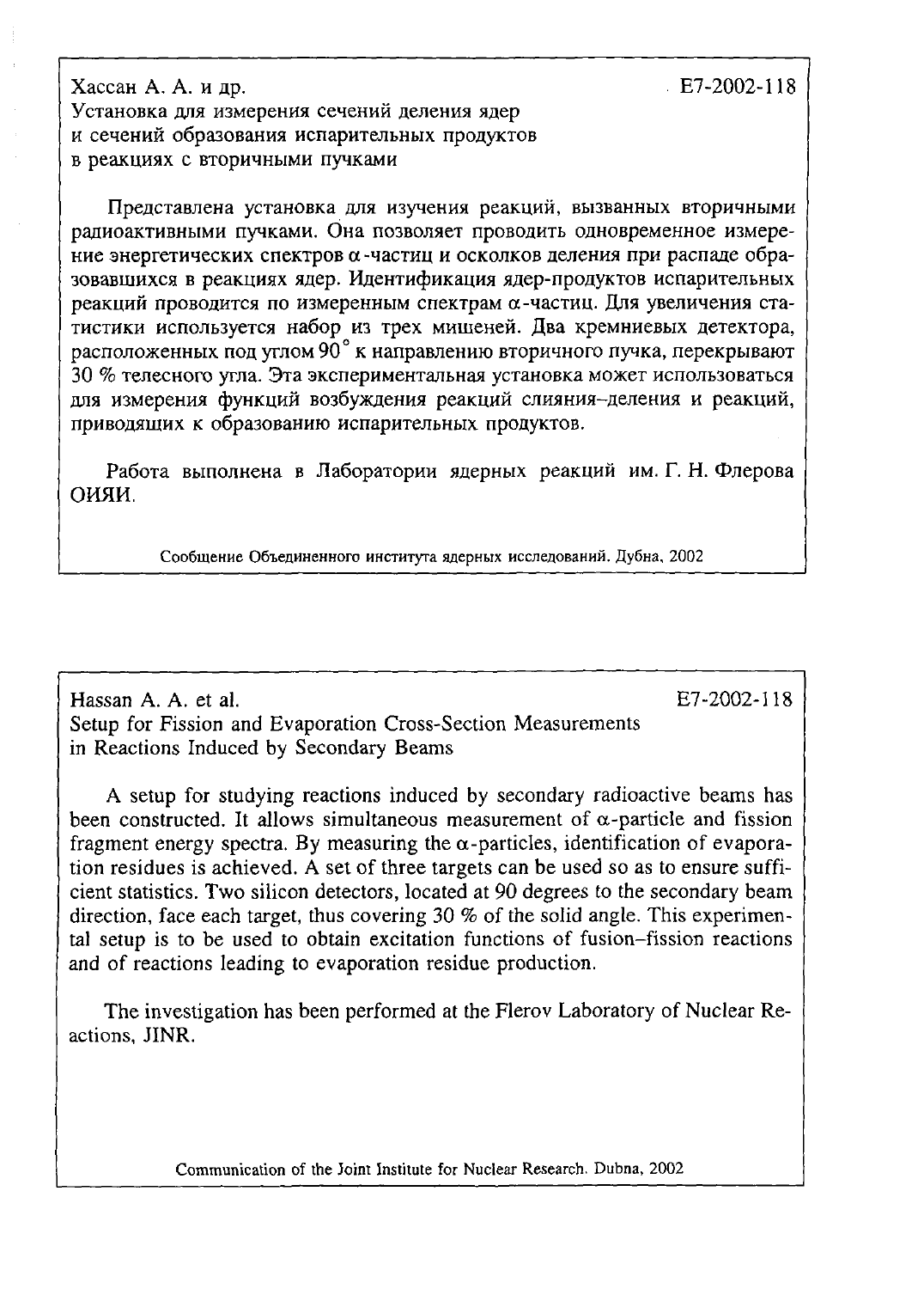Хассан А. А. и др. E7-2002-118

Установка для измерения сечений деления ядер и сечений образования испарительных продуктов в реакциях с вторичными пучками

Представлена установка для изучения реакций, вызванных вторичными радиоактивными пучками. Она позволяет проводить одновременное измерение энергетических спектров $\alpha$-частиц и осколков деления при распаде образовавшихся в реакциях ядер. Идентификация ядер-продуктов испарительных реакций проводится по измеренным спектрам $\alpha$-частиц. Для увеличения статистики используется набор из трех мишеней. Два кремниевых детектора, расположенных под углом $90^\circ$ к направлению вторичного пучка, перекрывают 30 % телесного угла. Эта экспериментальная установка может использоваться для измерения функций возбуждения реакций слияния–деления и реакций, приводящих к образованию испарительных продуктов.

Работа выполнена в Лаборатории ядерных реакций им. Г. Н. Флерова ОИЯИ.

Сообщение Объединенного института ядерных исследований. Дубна, 2002

---

Hassan A. A. et al. E7-2002-118

Setup for Fission and Evaporation Cross-Section Measurements in Reactions Induced by Secondary Beams

A setup for studying reactions induced by secondary radioactive beams has been constructed. It allows simultaneous measurement of $\alpha$-particle and fission fragment energy spectra. By measuring the $\alpha$-particles, identification of evaporation residues is achieved. A set of three targets can be used so as to ensure sufficient statistics. Two silicon detectors, located at 90 degrees to the secondary beam direction, face each target, thus covering 30 % of the solid angle. This experimental setup is to be used to obtain excitation functions of fusion–fission reactions and of reactions leading to evaporation residue production.

The investigation has been performed at the Flerov Laboratory of Nuclear Reactions, JINR.

Communication of the Joint Institute for Nuclear Research. Dubna, 2002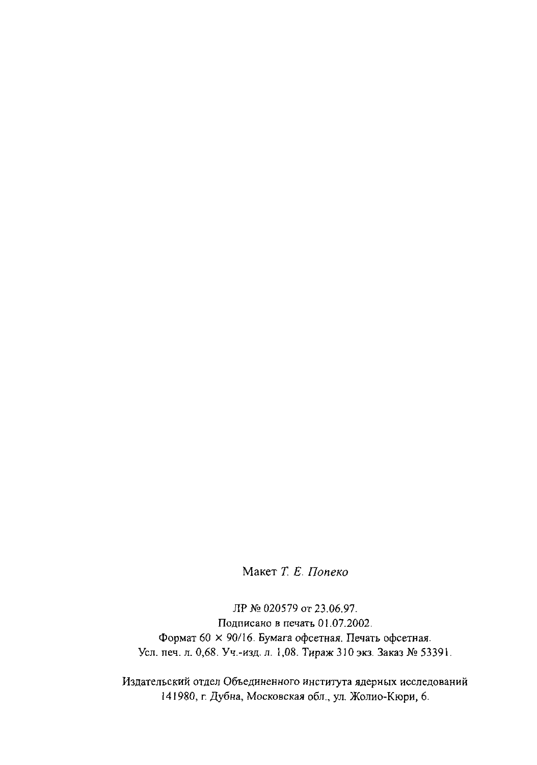Макет *Т. Е. Попеко*

ЛР № 020579 от 23.06.97.
Подписано в печать 01.07.2002.
Формат 60 × 90/16. Бумага офсетная. Печать офсетная.
Усл. печ. л. 0,68. Уч.-изд. л. 1,08. Тираж 310 экз. Заказ № 53391.

Издательский отдел Объединенного института ядерных исследований
141980, г. Дубна, Московская обл., ул. Жолио-Кюри, 6.